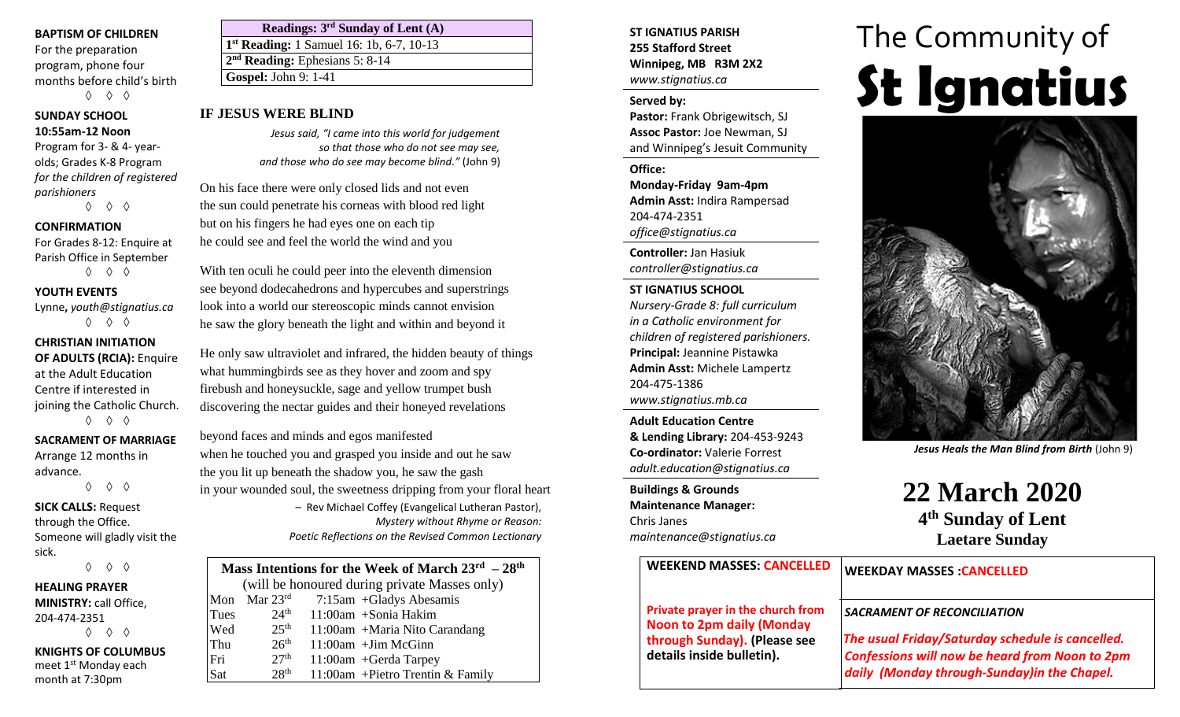**BAPTISM OF CHILDREN**
For the preparation program, phone four months before child's birth

◊ ◊ ◊

**SUNDAY SCHOOL 10:55am-12 Noon**
Program for 3- & 4- year-olds; Grades K-8 Program *for the children of registered parishioners*

◊ ◊ ◊

**CONFIRMATION**
For Grades 8-12: Enquire at Parish Office in September

◊ ◊ ◊

**YOUTH EVENTS**
Lynne, *youth@stignatius.ca*

◊ ◊ ◊

**CHRISTIAN INITIATION OF ADULTS (RCIA):** Enquire at the Adult Education Centre if interested in joining the Catholic Church.

◊ ◊ ◊

**SACRAMENT OF MARRIAGE**
Arrange 12 months in advance.

◊ ◊ ◊

**SICK CALLS:** Request through the Office. Someone will gladly visit the sick.

◊ ◊ ◊

**HEALING PRAYER MINISTRY:** call Office, 204-474-2351

◊ ◊ ◊

**KNIGHTS OF COLUMBUS** meet 1st Monday each month at 7:30pm

| Readings: 3rd Sunday of Lent (A) |
|---|
| **1st Reading:** 1 Samuel 16: 1b, 6-7, 10-13 |
| **2nd Reading:** Ephesians 5: 8-14 |
| **Gospel:** John 9: 1-41 |

## IF JESUS WERE BLIND

*Jesus said, "I came into this world for judgement so that those who do not see may see, and those who do see may become blind."* (John 9)

On his face there were only closed lids and not even
the sun could penetrate his corneas with blood red light
but on his fingers he had eyes one on each tip
he could see and feel the world the wind and you

With ten oculi he could peer into the eleventh dimension
see beyond dodecahedrons and hypercubes and superstrings
look into a world our stereoscopic minds cannot envision
he saw the glory beneath the light and within and beyond it

He only saw ultraviolet and infrared, the hidden beauty of things
what hummingbirds see as they hover and zoom and spy
firebush and honeysuckle, sage and yellow trumpet bush
discovering the nectar guides and their honeyed revelations

beyond faces and minds and egos manifested
when he touched you and grasped you inside and out he saw
the you lit up beneath the shadow you, he saw the gash
in your wounded soul, the sweetness dripping from your floral heart

– Rev Michael Coffey (Evangelical Lutheran Pastor), *Mystery without Rhyme or Reason: Poetic Reflections on the Revised Common Lectionary*

| Mass Intentions for the Week of March 23rd – 28th | | | |
|---|---|---|---|
| (will be honoured during private Masses only) | | | |
| Mon | Mar 23rd | 7:15am | +Gladys Abesamis |
| Tues | 24th | 11:00am | +Sonia Hakim |
| Wed | 25th | 11:00am | +Maria Nito Carandang |
| Thu | 26th | 11:00am | +Jim McGinn |
| Fri | 27th | 11:00am | +Gerda Tarpey |
| Sat | 28th | 11:00am | +Pietro Trentin & Family |

**ST IGNATIUS PARISH**
**255 Stafford Street**
**Winnipeg, MB R3M 2X2**
*www.stignatius.ca*

**Served by:**
**Pastor:** Frank Obrigewitsch, SJ
**Assoc Pastor:** Joe Newman, SJ
and Winnipeg's Jesuit Community

**Office:**
**Monday-Friday 9am-4pm**
**Admin Asst:** Indira Rampersad
204-474-2351
*office@stignatius.ca*

**Controller:** Jan Hasiuk
*controller@stignatius.ca*

**ST IGNATIUS SCHOOL**
*Nursery-Grade 8: full curriculum in a Catholic environment for children of registered parishioners.*
**Principal:** Jeannine Pistawka
**Admin Asst:** Michele Lampertz
204-475-1386
*www.stignatius.mb.ca*

**Adult Education Centre & Lending Library:** 204-453-9243
**Co-ordinator:** Valerie Forrest
*adult.education@stignatius.ca*

**Buildings & Grounds Maintenance Manager:**
Chris Janes
*maintenance@stignatius.ca*

# The Community of St Ignatius

*Jesus Heals the Man Blind from Birth* (John 9)

## 22 March 2020

### 4th Sunday of Lent
### Laetare Sunday

**WEEKEND MASSES: CANCELLED**

**Private prayer in the church from Noon to 2pm daily (Monday through Sunday). (Please see details inside bulletin).**

**WEEKDAY MASSES :CANCELLED**

***SACRAMENT OF RECONCILIATION***

***The usual Friday/Saturday schedule is cancelled. Confessions will now be heard from Noon to 2pm daily (Monday through-Sunday)in the Chapel.***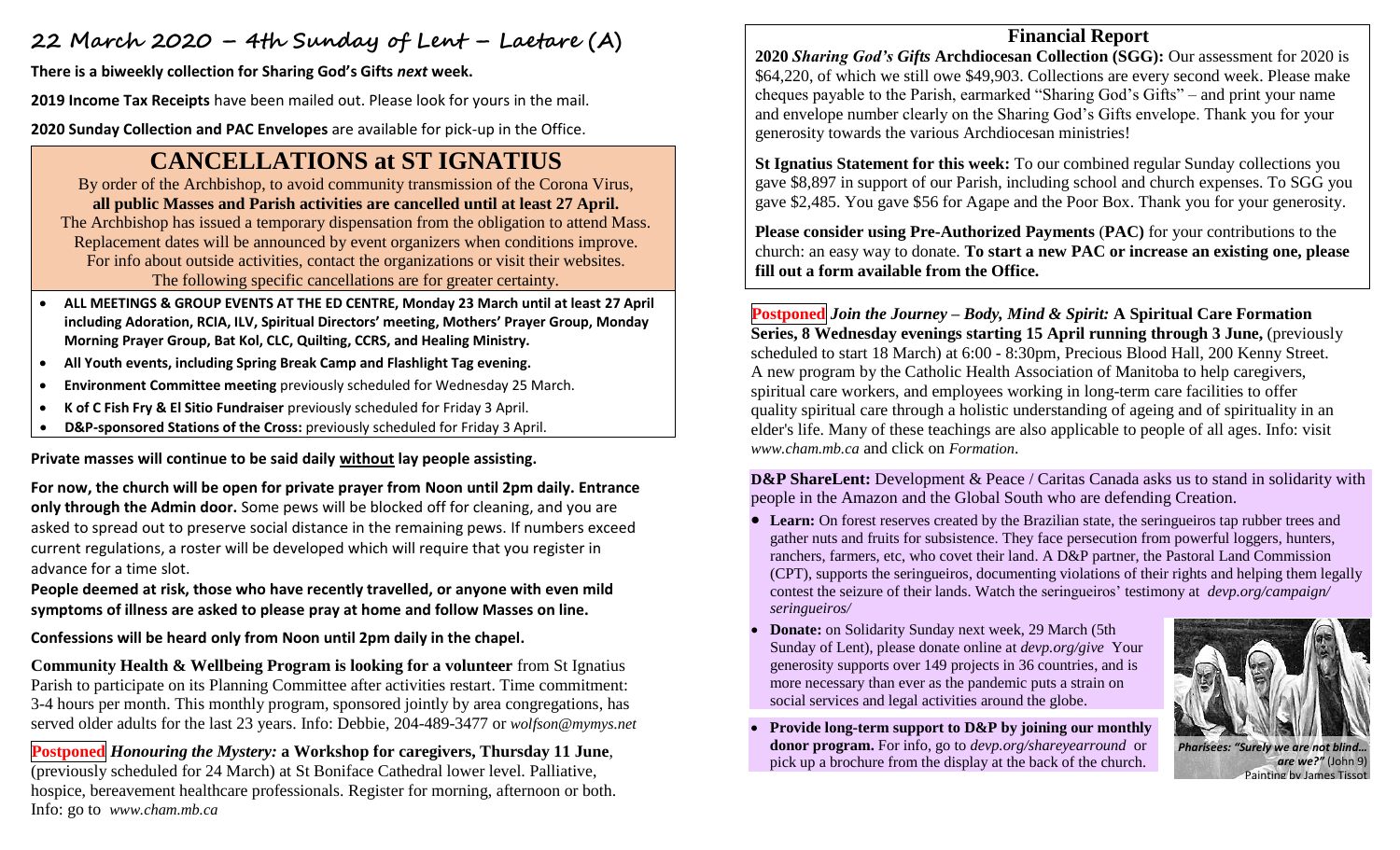# 22 March 2020 – 4th Sunday of Lent – Laetare (A)

**There is a biweekly collection for Sharing God's Gifts *next* week.**

**2019 Income Tax Receipts** have been mailed out. Please look for yours in the mail.

**2020 Sunday Collection and PAC Envelopes** are available for pick-up in the Office.

## CANCELLATIONS at ST IGNATIUS

By order of the Archbishop, to avoid community transmission of the Corona Virus, **all public Masses and Parish activities are cancelled until at least 27 April.** The Archbishop has issued a temporary dispensation from the obligation to attend Mass. Replacement dates will be announced by event organizers when conditions improve. For info about outside activities, contact the organizations or visit their websites. The following specific cancellations are for greater certainty.

- **ALL MEETINGS & GROUP EVENTS AT THE ED CENTRE, Monday 23 March until at least 27 April including Adoration, RCIA, ILV, Spiritual Directors' meeting, Mothers' Prayer Group, Monday Morning Prayer Group, Bat Kol, CLC, Quilting, CCRS, and Healing Ministry.**
- **All Youth events, including Spring Break Camp and Flashlight Tag evening.**
- **Environment Committee meeting** previously scheduled for Wednesday 25 March.
- **K of C Fish Fry & El Sitio Fundraiser** previously scheduled for Friday 3 April.
- **D&P-sponsored Stations of the Cross:** previously scheduled for Friday 3 April.

**Private masses will continue to be said daily without lay people assisting.**

**For now, the church will be open for private prayer from Noon until 2pm daily. Entrance only through the Admin door.** Some pews will be blocked off for cleaning, and you are asked to spread out to preserve social distance in the remaining pews. If numbers exceed current regulations, a roster will be developed which will require that you register in advance for a time slot.

**People deemed at risk, those who have recently travelled, or anyone with even mild symptoms of illness are asked to please pray at home and follow Masses on line.**

**Confessions will be heard only from Noon until 2pm daily in the chapel.**

**Community Health & Wellbeing Program is looking for a volunteer** from St Ignatius Parish to participate on its Planning Committee after activities restart. Time commitment: 3-4 hours per month. This monthly program, sponsored jointly by area congregations, has served older adults for the last 23 years. Info: Debbie, 204-489-3477 or *wolfson@mymys.net*

**Postponed** *Honouring the Mystery:* **a Workshop for caregivers, Thursday 11 June**, (previously scheduled for 24 March) at St Boniface Cathedral lower level. Palliative, hospice, bereavement healthcare professionals. Register for morning, afternoon or both. Info: go to *www.cham.mb.ca*

## Financial Report

**2020 *Sharing God's Gifts* Archdiocesan Collection (SGG):** Our assessment for 2020 is $64,220, of which we still owe $49,903. Collections are every second week. Please make cheques payable to the Parish, earmarked "Sharing God's Gifts" – and print your name and envelope number clearly on the Sharing God's Gifts envelope. Thank you for your generosity towards the various Archdiocesan ministries!

**St Ignatius Statement for this week:** To our combined regular Sunday collections you gave $8,897 in support of our Parish, including school and church expenses. To SGG you gave $2,485. You gave $56 for Agape and the Poor Box. Thank you for your generosity.

**Please consider using Pre-Authorized Payments (PAC)** for your contributions to the church: an easy way to donate. **To start a new PAC or increase an existing one, please fill out a form available from the Office.**

**Postponed** ***Join the Journey – Body, Mind & Spirit:*** **A Spiritual Care Formation Series, 8 Wednesday evenings starting 15 April running through 3 June,** (previously scheduled to start 18 March) at 6:00 - 8:30pm, Precious Blood Hall, 200 Kenny Street. A new program by the Catholic Health Association of Manitoba to help caregivers, spiritual care workers, and employees working in long-term care facilities to offer quality spiritual care through a holistic understanding of ageing and of spirituality in an elder's life. Many of these teachings are also applicable to people of all ages. Info: visit *www.cham.mb.ca* and click on *Formation*.

**D&P ShareLent:** Development & Peace / Caritas Canada asks us to stand in solidarity with people in the Amazon and the Global South who are defending Creation.

- **Learn:** On forest reserves created by the Brazilian state, the seringueiros tap rubber trees and gather nuts and fruits for subsistence. They face persecution from powerful loggers, hunters, ranchers, farmers, etc, who covet their land. A D&P partner, the Pastoral Land Commission (CPT), supports the seringueiros, documenting violations of their rights and helping them legally contest the seizure of their lands. Watch the seringueiros' testimony at *devp.org/campaign/seringueiros/*
- **Donate:** on Solidarity Sunday next week, 29 March (5th Sunday of Lent), please donate online at *devp.org/give* Your generosity supports over 149 projects in 36 countries, and is more necessary than ever as the pandemic puts a strain on social services and legal activities around the globe.
- **Provide long-term support to D&P by joining our monthly donor program.** For info, go to *devp.org/shareyearround* or pick up a brochure from the display at the back of the church.

***Pharisees: "Surely we are not blind… are we?"*** (John 9) Painting by James Tissot